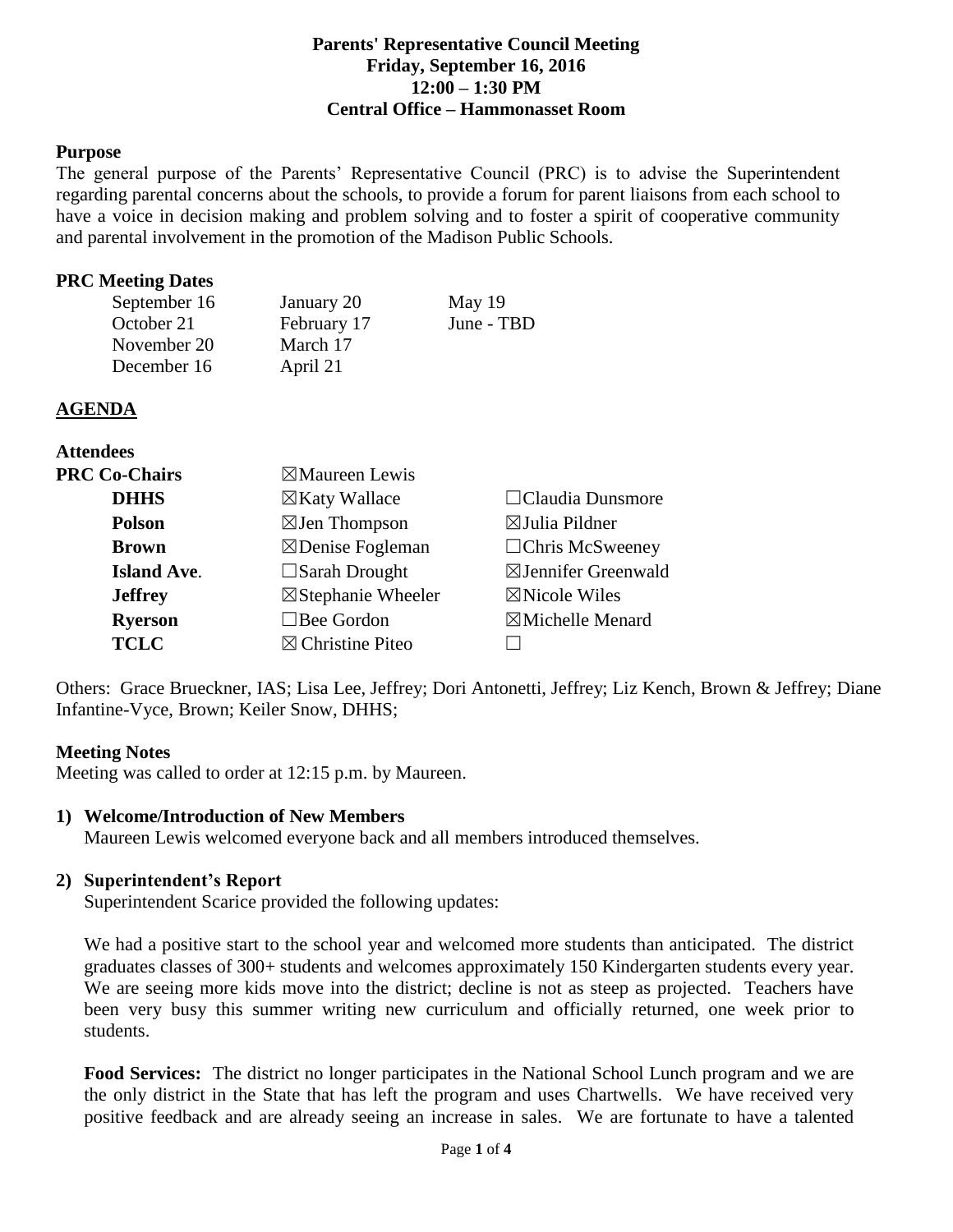**Parents' Representative Council Meeting**
**Friday, September 16, 2016**
**12:00 – 1:30 PM**
**Central Office – Hammonasset Room**

**Purpose**

The general purpose of the Parents' Representative Council (PRC) is to advise the Superintendent regarding parental concerns about the schools, to provide a forum for parent liaisons from each school to have a voice in decision making and problem solving and to foster a spirit of cooperative community and parental involvement in the promotion of the Madison Public Schools.

**PRC Meeting Dates**

| | | |
|---|---|---|
| September 16 | January 20 | May 19 |
| October 21 | February 17 | June - TBD |
| November 20 | March 17 | |
| December 16 | April 21 | |

**AGENDA**

**Attendees**

| | | |
|---|---|---|
| **PRC Co-Chairs** | ☒Maureen Lewis | |
| **DHHS** | ☒Katy Wallace | ☐Claudia Dunsmore |
| **Polson** | ☒Jen Thompson | ☒Julia Pildner |
| **Brown** | ☒Denise Fogleman | ☐Chris McSweeney |
| **Island Ave.** | ☐Sarah Drought | ☒Jennifer Greenwald |
| **Jeffrey** | ☒Stephanie Wheeler | ☒Nicole Wiles |
| **Ryerson** | ☐Bee Gordon | ☒Michelle Menard |
| **TCLC** | ☒ Christine Piteo | ☐ |

Others: Grace Brueckner, IAS; Lisa Lee, Jeffrey; Dori Antonetti, Jeffrey; Liz Kench, Brown & Jeffrey; Diane Infantine-Vyce, Brown; Keiler Snow, DHHS;

**Meeting Notes**

Meeting was called to order at 12:15 p.m. by Maureen.

**1) Welcome/Introduction of New Members**

Maureen Lewis welcomed everyone back and all members introduced themselves.

**2) Superintendent's Report**

Superintendent Scarice provided the following updates:

We had a positive start to the school year and welcomed more students than anticipated. The district graduates classes of 300+ students and welcomes approximately 150 Kindergarten students every year. We are seeing more kids move into the district; decline is not as steep as projected. Teachers have been very busy this summer writing new curriculum and officially returned, one week prior to students.

**Food Services:** The district no longer participates in the National School Lunch program and we are the only district in the State that has left the program and uses Chartwells. We have received very positive feedback and are already seeing an increase in sales. We are fortunate to have a talented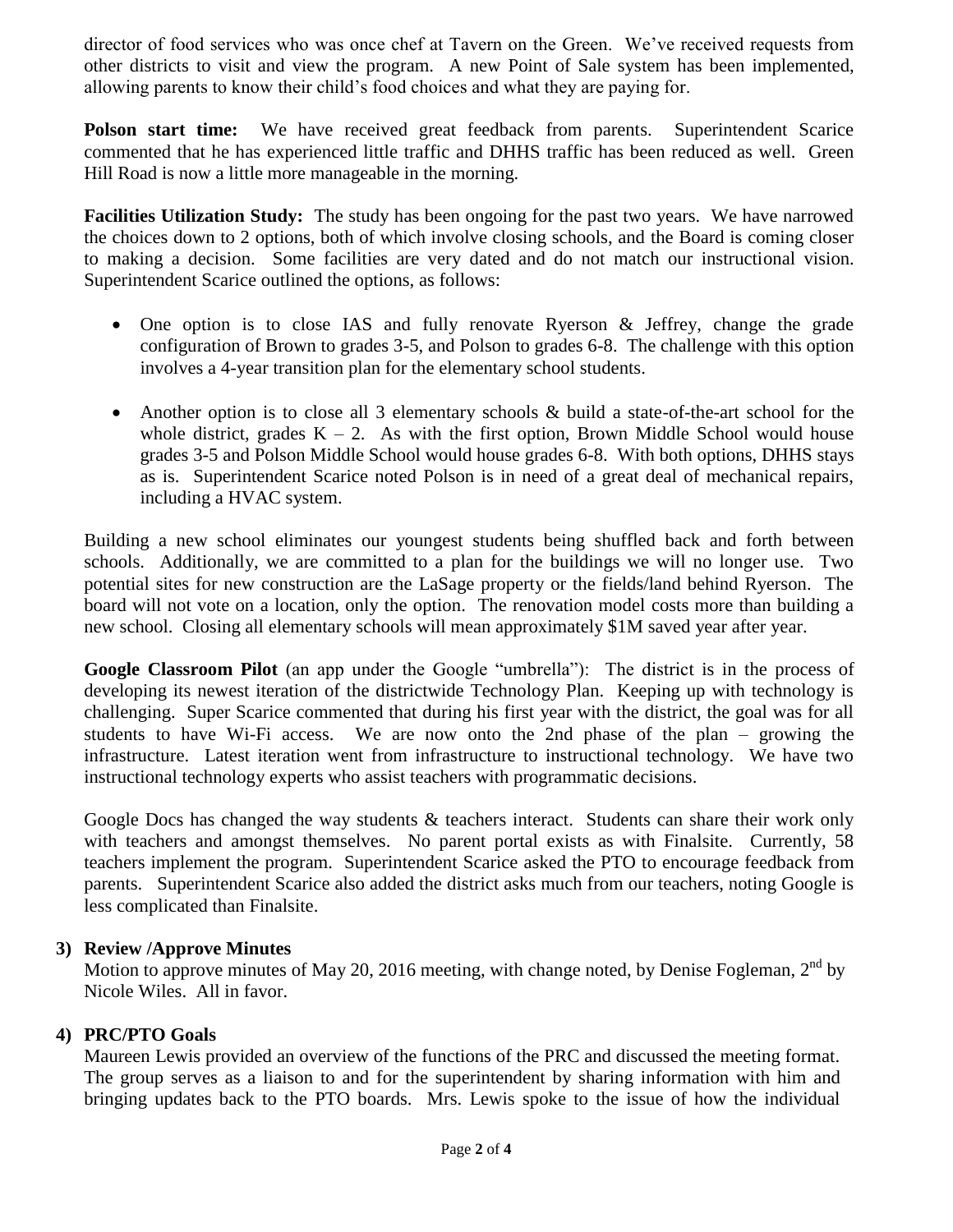director of food services who was once chef at Tavern on the Green. We've received requests from other districts to visit and view the program. A new Point of Sale system has been implemented, allowing parents to know their child's food choices and what they are paying for.

**Polson start time:** We have received great feedback from parents. Superintendent Scarice commented that he has experienced little traffic and DHHS traffic has been reduced as well. Green Hill Road is now a little more manageable in the morning.

**Facilities Utilization Study:** The study has been ongoing for the past two years. We have narrowed the choices down to 2 options, both of which involve closing schools, and the Board is coming closer to making a decision. Some facilities are very dated and do not match our instructional vision. Superintendent Scarice outlined the options, as follows:

- One option is to close IAS and fully renovate Ryerson & Jeffrey, change the grade configuration of Brown to grades 3-5, and Polson to grades 6-8. The challenge with this option involves a 4-year transition plan for the elementary school students.
- Another option is to close all 3 elementary schools & build a state-of-the-art school for the whole district, grades K – 2. As with the first option, Brown Middle School would house grades 3-5 and Polson Middle School would house grades 6-8. With both options, DHHS stays as is. Superintendent Scarice noted Polson is in need of a great deal of mechanical repairs, including a HVAC system.

Building a new school eliminates our youngest students being shuffled back and forth between schools. Additionally, we are committed to a plan for the buildings we will no longer use. Two potential sites for new construction are the LaSage property or the fields/land behind Ryerson. The board will not vote on a location, only the option. The renovation model costs more than building a new school. Closing all elementary schools will mean approximately $1M saved year after year.

**Google Classroom Pilot** (an app under the Google "umbrella"): The district is in the process of developing its newest iteration of the districtwide Technology Plan. Keeping up with technology is challenging. Super Scarice commented that during his first year with the district, the goal was for all students to have Wi-Fi access. We are now onto the 2nd phase of the plan – growing the infrastructure. Latest iteration went from infrastructure to instructional technology. We have two instructional technology experts who assist teachers with programmatic decisions.

Google Docs has changed the way students & teachers interact. Students can share their work only with teachers and amongst themselves. No parent portal exists as with Finalsite. Currently, 58 teachers implement the program. Superintendent Scarice asked the PTO to encourage feedback from parents. Superintendent Scarice also added the district asks much from our teachers, noting Google is less complicated than Finalsite.

**3) Review /Approve Minutes**

Motion to approve minutes of May 20, 2016 meeting, with change noted, by Denise Fogleman, 2nd by Nicole Wiles. All in favor.

**4) PRC/PTO Goals**

Maureen Lewis provided an overview of the functions of the PRC and discussed the meeting format. The group serves as a liaison to and for the superintendent by sharing information with him and bringing updates back to the PTO boards. Mrs. Lewis spoke to the issue of how the individual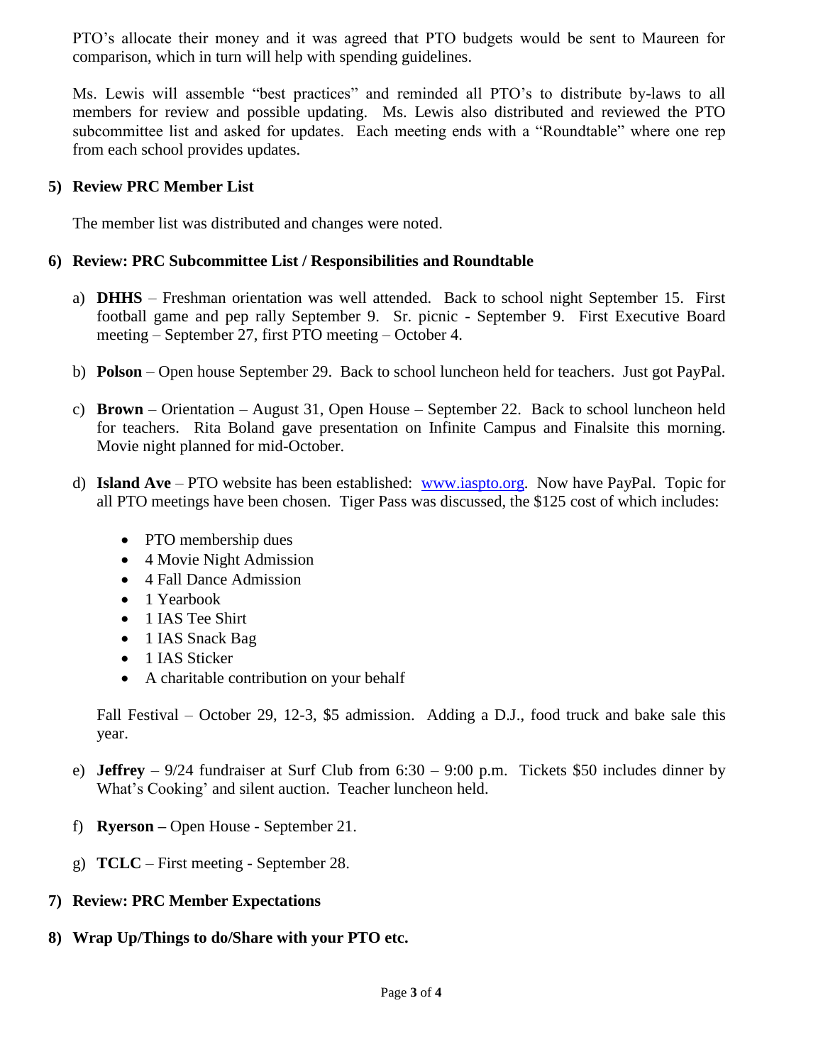PTO's allocate their money and it was agreed that PTO budgets would be sent to Maureen for comparison, which in turn will help with spending guidelines.

Ms. Lewis will assemble "best practices" and reminded all PTO's to distribute by-laws to all members for review and possible updating. Ms. Lewis also distributed and reviewed the PTO subcommittee list and asked for updates. Each meeting ends with a "Roundtable" where one rep from each school provides updates.

**5) Review PRC Member List**

The member list was distributed and changes were noted.

**6) Review: PRC Subcommittee List / Responsibilities and Roundtable**

a) **DHHS** – Freshman orientation was well attended. Back to school night September 15. First football game and pep rally September 9. Sr. picnic - September 9. First Executive Board meeting – September 27, first PTO meeting – October 4.

b) **Polson** – Open house September 29. Back to school luncheon held for teachers. Just got PayPal.

c) **Brown** – Orientation – August 31, Open House – September 22. Back to school luncheon held for teachers. Rita Boland gave presentation on Infinite Campus and Finalsite this morning. Movie night planned for mid-October.

d) **Island Ave** – PTO website has been established: [www.iaspto.org](http://www.iaspto.org). Now have PayPal. Topic for all PTO meetings have been chosen. Tiger Pass was discussed, the $125 cost of which includes:

- PTO membership dues
- 4 Movie Night Admission
- 4 Fall Dance Admission
- 1 Yearbook
- 1 IAS Tee Shirt
- 1 IAS Snack Bag
- 1 IAS Sticker
- A charitable contribution on your behalf

Fall Festival – October 29, 12-3, $5 admission. Adding a D.J., food truck and bake sale this year.

e) **Jeffrey** – 9/24 fundraiser at Surf Club from 6:30 – 9:00 p.m. Tickets $50 includes dinner by What's Cooking' and silent auction. Teacher luncheon held.

f) **Ryerson –** Open House - September 21.

g) **TCLC** – First meeting - September 28.

**7) Review: PRC Member Expectations**

**8) Wrap Up/Things to do/Share with your PTO etc.**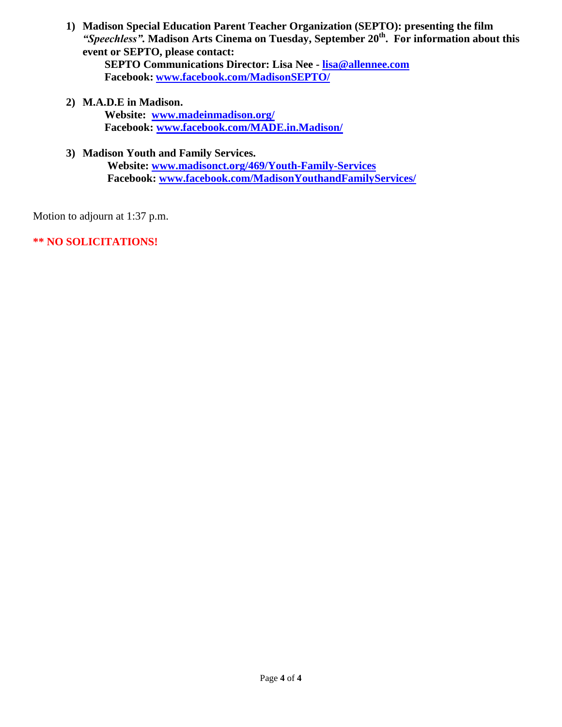1) **Madison Special Education Parent Teacher Organization (SEPTO): presenting the film *"Speechless"*. Madison Arts Cinema on Tuesday, September 20th. For information about this event or SEPTO, please contact:**

   **SEPTO Communications Director: Lisa Nee - lisa@allennee.com**
   **Facebook: www.facebook.com/MadisonSEPTO/**

2) **M.A.D.E in Madison.**

   **Website: www.madeinmadison.org/**
   **Facebook: www.facebook.com/MADE.in.Madison/**

3) **Madison Youth and Family Services.**

   **Website: www.madisonct.org/469/Youth-Family-Services**
   **Facebook: www.facebook.com/MadisonYouthandFamilyServices/**

Motion to adjourn at 1:37 p.m.

**** NO SOLICITATIONS!**